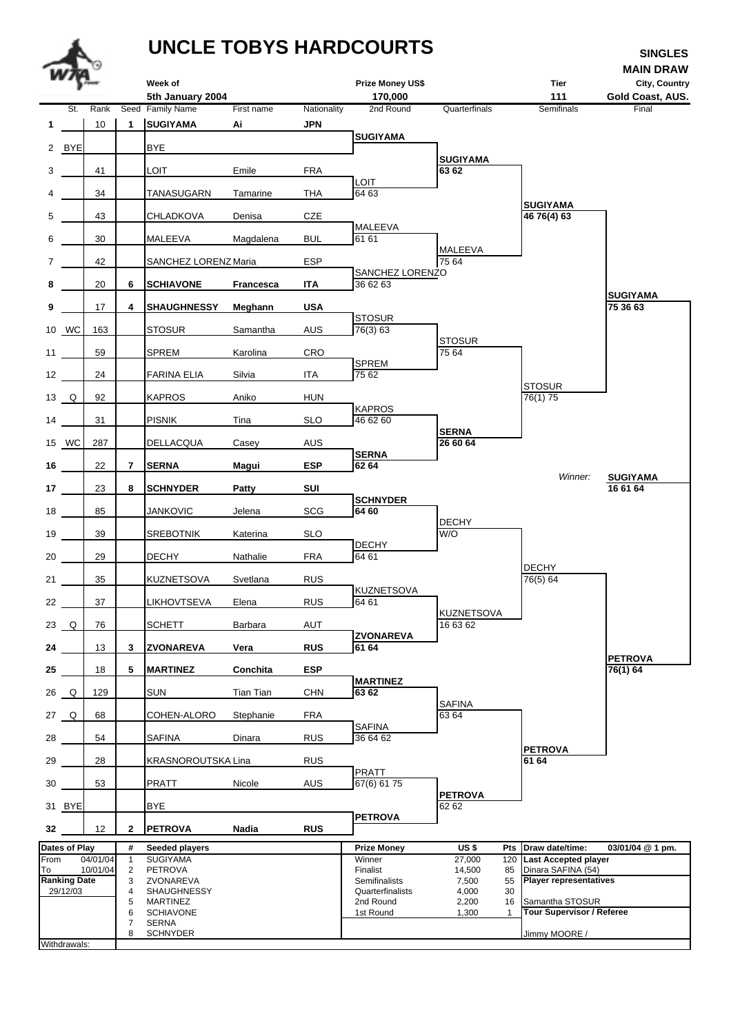# UNCLE TOBYS HARDCOURTS

**SINGLES MAIN DRAW**

| Week of | Prize Money US$ | Tier | City, Country |
|---|---|---|---|
| 5th January 2004 | 170,000 | 111 | Gold Coast, AUS. |

| # | St. | Rank | Seed | Family Name | First name | Nationality | 2nd Round | Quarterfinals | Semifinals | Final |
|---|---|---|---|---|---|---|---|---|---|---|
| 1 | | 10 | 1 | **SUGIYAMA** | **Ai** | **JPN** | | | | |
| | | | | | | | SUGIYAMA | | | |
| 2 | BYE | | | BYE | | | | | | |
| | | | | | | | | SUGIYAMA 63 62 | | |
| 3 | | 41 | | LOIT | Emile | FRA | | | | |
| | | | | | | | LOIT 64 63 | | | |
| 4 | | 34 | | TANASUGARN | Tamarine | THA | | | | |
| | | | | | | | | | SUGIYAMA 46 76(4) 63 | |
| 5 | | 43 | | CHLADKOVA | Denisa | CZE | | | | |
| | | | | | | | MALEEVA 61 61 | | | |
| 6 | | 30 | | MALEEVA | Magdalena | BUL | | | | |
| | | | | | | | | MALEEVA 75 64 | | |
| 7 | | 42 | | SANCHEZ LORENZ | Maria | ESP | | | | |
| | | | | | | | SANCHEZ LORENZO 36 62 63 | | | |
| 8 | | 20 | 6 | **SCHIAVONE** | **Francesca** | **ITA** | | | | |
| | | | | | | | | | | SUGIYAMA 75 36 63 |
| 9 | | 17 | 4 | **SHAUGHNESSY** | **Meghann** | **USA** | | | | |
| | | | | | | | STOSUR 76(3) 63 | | | |
| 10 | WC | 163 | | STOSUR | Samantha | AUS | | | | |
| | | | | | | | | STOSUR 75 64 | | |
| 11 | | 59 | | SPREM | Karolina | CRO | | | | |
| | | | | | | | SPREM 75 62 | | | |
| 12 | | 24 | | FARINA ELIA | Silvia | ITA | | | | |
| | | | | | | | | | STOSUR 76(1) 75 | |
| 13 | Q | 92 | | KAPROS | Aniko | HUN | | | | |
| | | | | | | | KAPROS 46 62 60 | | | |
| 14 | | 31 | | PISNIK | Tina | SLO | | | | |
| | | | | | | | | SERNA 26 60 64 | | |
| 15 | WC | 287 | | DELLACQUA | Casey | AUS | | | | |
| | | | | | | | SERNA 62 64 | | | |
| 16 | | 22 | 7 | **SERNA** | **Magui** | **ESP** | | | | |
| | | | | | | | | | *Winner:* | **SUGIYAMA 16 61 64** |
| 17 | | 23 | 8 | **SCHNYDER** | **Patty** | **SUI** | | | | |
| | | | | | | | SCHNYDER 64 60 | | | |
| 18 | | 85 | | JANKOVIC | Jelena | SCG | | | | |
| | | | | | | | | DECHY W/O | | |
| 19 | | 39 | | SREBOTNIK | Katerina | SLO | | | | |
| | | | | | | | DECHY 64 61 | | | |
| 20 | | 29 | | DECHY | Nathalie | FRA | | | | |
| | | | | | | | | | DECHY 76(5) 64 | |
| 21 | | 35 | | KUZNETSOVA | Svetlana | RUS | | | | |
| | | | | | | | KUZNETSOVA 64 61 | | | |
| 22 | | 37 | | LIKHOVTSEVA | Elena | RUS | | | | |
| | | | | | | | | KUZNETSOVA 16 63 62 | | |
| 23 | Q | 76 | | SCHETT | Barbara | AUT | | | | |
| | | | | | | | ZVONAREVA 61 64 | | | |
| 24 | | 13 | 3 | **ZVONAREVA** | **Vera** | **RUS** | | | | |
| | | | | | | | | | | PETROVA 76(1) 64 |
| 25 | | 18 | 5 | **MARTINEZ** | **Conchita** | **ESP** | | | | |
| | | | | | | | MARTINEZ 63 62 | | | |
| 26 | Q | 129 | | SUN | Tian Tian | CHN | | | | |
| | | | | | | | | SAFINA 63 64 | | |
| 27 | Q | 68 | | COHEN-ALORO | Stephanie | FRA | | | | |
| | | | | | | | SAFINA 36 64 62 | | | |
| 28 | | 54 | | SAFINA | Dinara | RUS | | | | |
| | | | | | | | | | PETROVA 61 64 | |
| 29 | | 28 | | KRASNOROUTSKA | Lina | RUS | | | | |
| | | | | | | | PRATT 67(6) 61 75 | | | |
| 30 | | 53 | | PRATT | Nicole | AUS | | | | |
| | | | | | | | | PETROVA 62 62 | | |
| 31 | BYE | | | BYE | | | | | | |
| | | | | | | | PETROVA | | | |
| 32 | | 12 | 2 | **PETROVA** | **Nadia** | **RUS** | | | | |

| Dates of Play | | # | Seeded players | Prize Money | US $ | Pts | Draw date/time: | 03/01/04 @ 1 pm. |
|---|---|---|---|---|---|---|---|---|
| From | 04/01/04 | 1 | SUGIYAMA | Winner | 27,000 | 120 | **Last Accepted player** | |
| To | 10/01/04 | 2 | PETROVA | Finalist | 14,500 | 85 | Dinara SAFINA (54) | |
| **Ranking Date** | | 3 | ZVONAREVA | Semifinalists | 7,500 | 55 | **Player representatives** | |
| 29/12/03 | | 4 | SHAUGHNESSY | Quarterfinalists | 4,000 | 30 | | |
| | | 5 | MARTINEZ | 2nd Round | 2,200 | 16 | Samantha STOSUR | |
| | | 6 | SCHIAVONE | 1st Round | 1,300 | 1 | **Tour Supervisor / Referee** | |
| | | 7 | SERNA | | | | | |
| | | 8 | SCHNYDER | | | | Jimmy MOORE / | |
| Withdrawals: | | | | | | | | |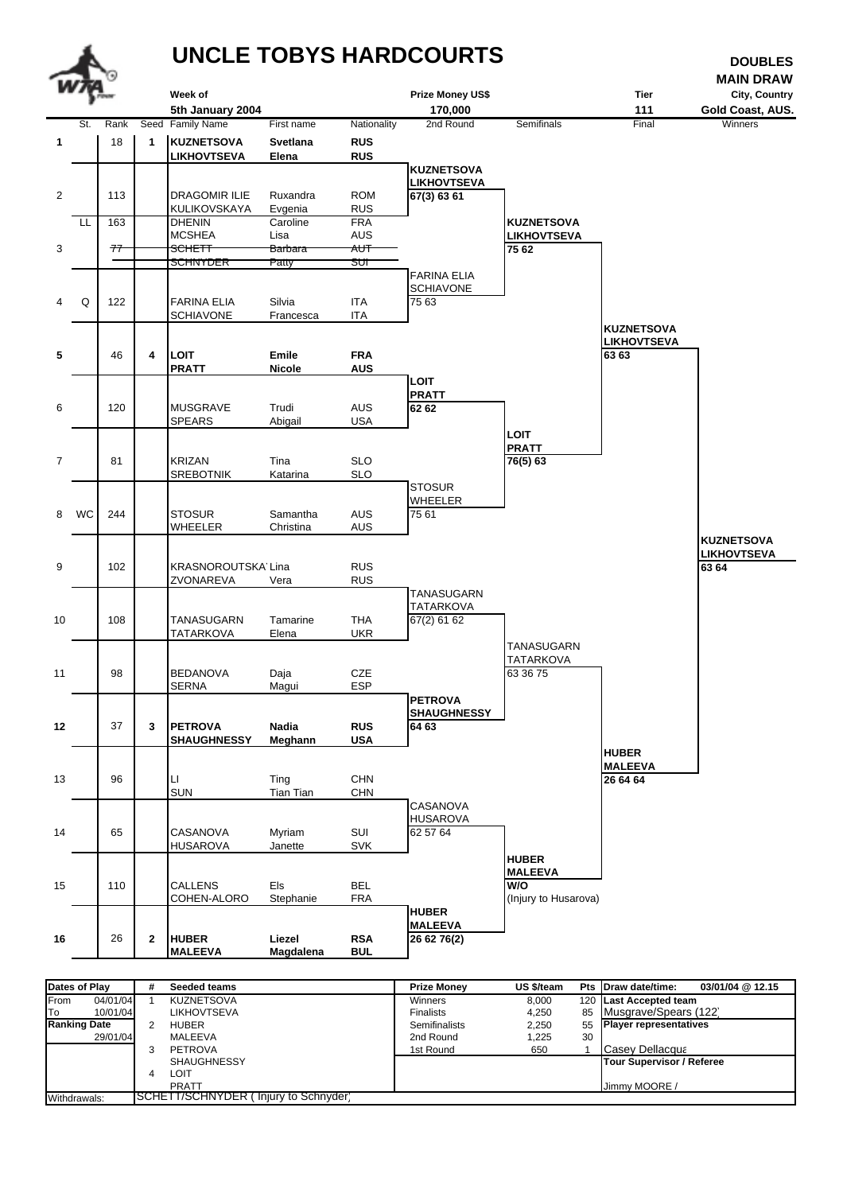# UNCLE TOBYS HARDCOURTS

**DOUBLES MAIN DRAW**

| Week of | Prize Money US$ | Tier | City, Country |
|---|---|---|---|
| 5th January 2004 | 170,000 | 111 | Gold Coast, AUS. |

| # | St. | Rank | Seed | Family Name | First name | Nationality | 2nd Round | Semifinals | Final | Winners |
|---|---|---|---|---|---|---|---|---|---|---|
| 1 | | 18 | 1 | **KUZNETSOVA** / **LIKHOVTSEVA** | **Svetlana** / **Elena** | **RUS** / **RUS** | | | | |
| | | | | | | | **KUZNETSOVA / LIKHOVTSEVA** 67(3) 63 61 | | | |
| 2 | | 113 | | DRAGOMIR ILIE / KULIKOVSKAYA | Ruxandra / Evgenia | ROM / RUS | | | | |
| | LL | 163 | | DHENIN / MCSHEA | Caroline / Lisa | FRA / AUS | | **KUZNETSOVA / LIKHOVTSEVA** 75 62 | | |
| 3 | | ~~77~~ | | ~~SCHETT~~ / ~~SCHNYDER~~ | ~~Barbara~~ / ~~Patty~~ | ~~AUT~~ / ~~SUI~~ | | | | |
| | | | | | | | FARINA ELIA / SCHIAVONE 75 63 | | | |
| 4 | Q | 122 | | FARINA ELIA / SCHIAVONE | Silvia / Francesca | ITA / ITA | | | | |
| | | | | | | | | | **KUZNETSOVA / LIKHOVTSEVA** 63 63 | |
| 5 | | 46 | 4 | **LOIT** / **PRATT** | **Emile** / **Nicole** | **FRA** / **AUS** | | | | |
| | | | | | | | **LOIT / PRATT** 62 62 | | | |
| 6 | | 120 | | MUSGRAVE / SPEARS | Trudi / Abigail | AUS / USA | | | | |
| | | | | | | | | **LOIT / PRATT** 76(5) 63 | | |
| 7 | | 81 | | KRIZAN / SREBOTNIK | Tina / Katarina | SLO / SLO | | | | |
| | | | | | | | STOSUR / WHEELER 75 61 | | | |
| 8 | WC | 244 | | STOSUR / WHEELER | Samantha / Christina | AUS / AUS | | | | |
| | | | | | | | | | | **KUZNETSOVA / LIKHOVTSEVA** 63 64 |
| 9 | | 102 | | KRASNOROUTSKA' / ZVONAREVA | Lina / Vera | RUS / RUS | | | | |
| | | | | | | | TANASUGARN / TATARKOVA 67(2) 61 62 | | | |
| 10 | | 108 | | TANASUGARN / TATARKOVA | Tamarine / Elena | THA / UKR | | | | |
| | | | | | | | | TANASUGARN / TATARKOVA 63 36 75 | | |
| 11 | | 98 | | BEDANOVA / SERNA | Daja / Magui | CZE / ESP | | | | |
| | | | | | | | **PETROVA / SHAUGHNESSY** 64 63 | | | |
| 12 | | 37 | 3 | **PETROVA** / **SHAUGHNESSY** | **Nadia** / **Meghann** | **RUS** / **USA** | | | | |
| | | | | | | | | | **HUBER / MALEEVA** 26 64 64 | |
| 13 | | 96 | | LI / SUN | Ting / Tian Tian | CHN / CHN | | | | |
| | | | | | | | CASANOVA / HUSAROVA 62 57 64 | | | |
| 14 | | 65 | | CASANOVA / HUSAROVA | Myriam / Janette | SUI / SVK | | | | |
| | | | | | | | | **HUBER / MALEEVA** W/O (Injury to Husarova) | | |
| 15 | | 110 | | CALLENS / COHEN-ALORO | Els / Stephanie | BEL / FRA | | | | |
| | | | | | | | **HUBER / MALEEVA** 26 62 76(2) | | | |
| 16 | | 26 | 2 | **HUBER** / **MALEEVA** | **Liezel** / **Magdalena** | **RSA** / **BUL** | | | | |

| Dates of Play | | # | Seeded teams | Prize Money | US $/team | Pts | Draw date/time: | 03/01/04 @ 12.15 |
|---|---|---|---|---|---|---|---|---|
| From | 04/01/04 | 1 | KUZNETSOVA | Winners | 8,000 | 120 | **Last Accepted team** | |
| To | 10/01/04 | | LIKHOVTSEVA | Finalists | 4,250 | 85 | Musgrave/Spears (122) | |
| **Ranking Date** | | 2 | HUBER | Semifinalists | 2,250 | 55 | **Player representatives** | |
| | 29/01/04 | | MALEEVA | 2nd Round | 1,225 | 30 | | |
| | | 3 | PETROVA | 1st Round | 650 | 1 | Casey Dellacqua | |
| | | | SHAUGHNESSY | | | | **Tour Supervisor / Referee** | |
| | | 4 | LOIT | | | | | |
| | | | PRATT | | | | Jimmy MOORE / | |
| Withdrawals: | | | SCHETT/SCHNYDER ( Injury to Schnyder) | | | | | |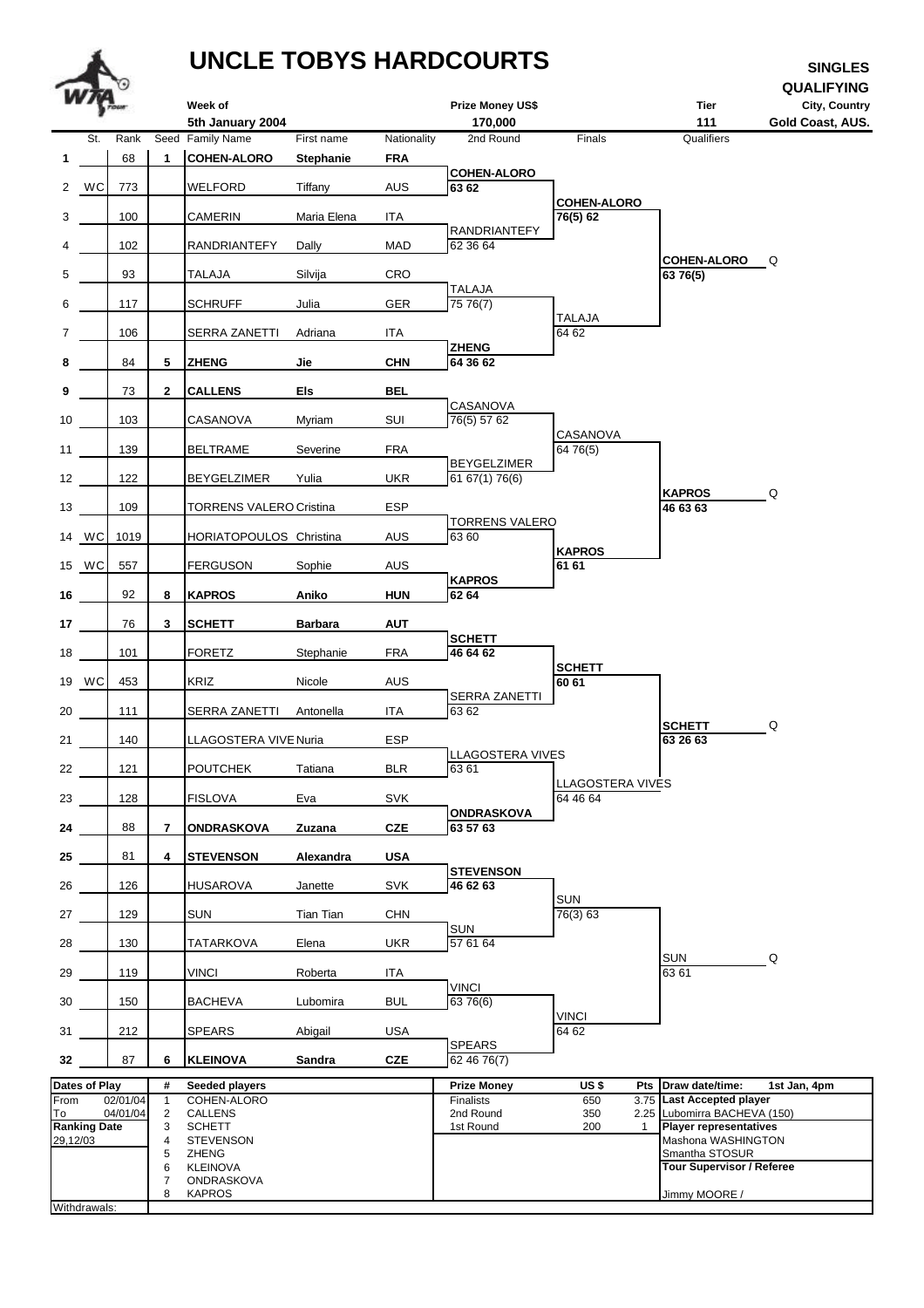# UNCLE TOBYS HARDCOURTS

**SINGLES QUALIFYING**

| Week of | Prize Money US$ | Tier | City, Country |
|---|---|---|---|
| 5th January 2004 | 170,000 | 111 | Gold Coast, AUS. |

| # | St. | Rank | Seed | Family Name | First name | Nationality | 2nd Round | Finals | Qualifiers |
|---|---|---|---|---|---|---|---|---|---|
| 1 | | 68 | 1 | **COHEN-ALORO** | **Stephanie** | **FRA** | | | |
| 2 | WC | 773 | | WELFORD | Tiffany | AUS | **COHEN-ALORO** 63 62 | | |
| 3 | | 100 | | CAMERIN | Maria Elena | ITA | | **COHEN-ALORO** 76(5) 62 | |
| 4 | | 102 | | RANDRIANTEFY | Dally | MAD | RANDRIANTEFY 62 36 64 | | |
| 5 | | 93 | | TALAJA | Silvija | CRO | | | **COHEN-ALORO** 63 76(5) Q |
| 6 | | 117 | | SCHRUFF | Julia | GER | TALAJA 75 76(7) | | |
| 7 | | 106 | | SERRA ZANETTI | Adriana | ITA | | TALAJA 64 62 | |
| 8 | | 84 | 5 | **ZHENG** | **Jie** | **CHN** | **ZHENG** 64 36 62 | | |
| 9 | | 73 | 2 | **CALLENS** | **Els** | **BEL** | | | |
| 10 | | 103 | | CASANOVA | Myriam | SUI | CASANOVA 76(5) 57 62 | | |
| 11 | | 139 | | BELTRAME | Severine | FRA | | CASANOVA 64 76(5) | |
| 12 | | 122 | | BEYGELZIMER | Yulia | UKR | BEYGELZIMER 61 67(1) 76(6) | | |
| 13 | | 109 | | TORRENS VALERO | Cristina | ESP | | | **KAPROS** 46 63 63 Q |
| 14 | WC | 1019 | | HORIATOPOULOS | Christina | AUS | TORRENS VALERO 63 60 | | |
| 15 | WC | 557 | | FERGUSON | Sophie | AUS | | **KAPROS** 61 61 | |
| 16 | | 92 | 8 | **KAPROS** | **Aniko** | **HUN** | **KAPROS** 62 64 | | |
| 17 | | 76 | 3 | **SCHETT** | **Barbara** | **AUT** | | | |
| 18 | | 101 | | FORETZ | Stephanie | FRA | **SCHETT** 46 64 62 | | |
| 19 | WC | 453 | | KRIZ | Nicole | AUS | | **SCHETT** 60 61 | |
| 20 | | 111 | | SERRA ZANETTI | Antonella | ITA | SERRA ZANETTI 63 62 | | |
| 21 | | 140 | | LLAGOSTERA VIVES | Nuria | ESP | | | **SCHETT** 63 26 63 Q |
| 22 | | 121 | | POUTCHEK | Tatiana | BLR | LLAGOSTERA VIVES 63 61 | | |
| 23 | | 128 | | FISLOVA | Eva | SVK | | LLAGOSTERA VIVES 64 46 64 | |
| 24 | | 88 | 7 | **ONDRASKOVA** | **Zuzana** | **CZE** | **ONDRASKOVA** 63 57 63 | | |
| 25 | | 81 | 4 | **STEVENSON** | **Alexandra** | **USA** | | | |
| 26 | | 126 | | HUSAROVA | Janette | SVK | **STEVENSON** 46 62 63 | | |
| 27 | | 129 | | SUN | Tian Tian | CHN | | SUN 76(3) 63 | |
| 28 | | 130 | | TATARKOVA | Elena | UKR | SUN 57 61 64 | | |
| 29 | | 119 | | VINCI | Roberta | ITA | | | SUN 63 61 Q |
| 30 | | 150 | | BACHEVA | Lubomira | BUL | VINCI 63 76(6) | | |
| 31 | | 212 | | SPEARS | Abigail | USA | | VINCI 64 62 | |
| 32 | | 87 | 6 | **KLEINOVA** | **Sandra** | **CZE** | SPEARS 62 46 76(7) | | |

| Dates of Play | | # | Seeded players | Prize Money | US $ | Pts | Draw date/time: 1st Jan, 4pm |
|---|---|---|---|---|---|---|---|
| From | 02/01/04 | 1 | COHEN-ALORO | Finalists | 650 | 3.75 | **Last Accepted player** |
| To | 04/01/04 | 2 | CALLENS | 2nd Round | 350 | 2.25 | Lubomirra BACHEVA (150) |
| **Ranking Date** | | 3 | SCHETT | 1st Round | 200 | 1 | **Player representatives** |
| 29,12/03 | | 4 | STEVENSON | | | | Mashona WASHINGTON |
| | | 5 | ZHENG | | | | Smantha STOSUR |
| | | 6 | KLEINOVA | | | | **Tour Supervisor / Referee** |
| | | 7 | ONDRASKOVA | | | | |
| | | 8 | KAPROS | | | | Jimmy MOORE / |

Withdrawals: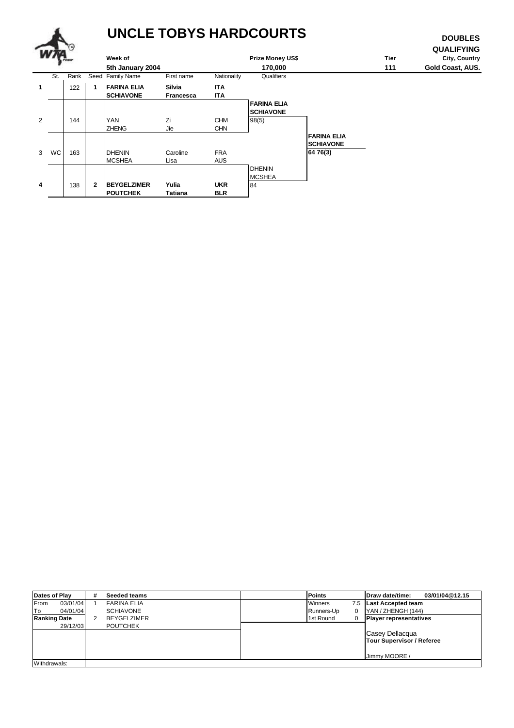# UNCLE TOBYS HARDCOURTS

**DOUBLES QUALIFYING**

| Week of | Prize Money US$ | Tier | City, Country |
|---|---|---|---|
| **5th January 2004** | **170,000** | **111** | **Gold Coast, AUS.** |

| | St. | Rank | Seed | Family Name | First name | Nationality | Qualifiers | |
|---|---|---|---|---|---|---|---|---|
| **1** | | 122 | **1** | **FARINA ELIA** | **Silvia** | **ITA** | | |
| | | | | **SCHIAVONE** | **Francesca** | **ITA** | | |
| | | | | | | | **FARINA ELIA** | |
| | | | | | | | **SCHIAVONE** | |
| 2 | | 144 | | YAN | Zi | CHM | 98(5) | |
| | | | | ZHENG | Jie | CHN | | |
| | | | | | | | | **FARINA ELIA** |
| | | | | | | | | **SCHIAVONE** |
| 3 | WC | 163 | | DHENIN | Caroline | FRA | | **64 76(3)** |
| | | | | MCSHEA | Lisa | AUS | | |
| | | | | | | | DHENIN | |
| | | | | | | | MCSHEA | |
| **4** | | 138 | **2** | **BEYGELZIMER** | **Yulia** | **UKR** | 84 | |
| | | | | **POUTCHEK** | **Tatiana** | **BLR** | | |

| Dates of Play | | # | Seeded teams | Points | | | Draw date/time: 03/01/04@12.15 |
|---|---|---|---|---|---|---|---|
| From | 03/01/04 | 1 | FARINA ELIA | Winners | 7.5 | | **Last Accepted team** |
| To | 04/01/04 | | SCHIAVONE | Runners-Up | 0 | | YAN / ZHENGH (144) |
| **Ranking Date** | | 2 | BEYGELZIMER | 1st Round | 0 | | **Player representatives** |
| | 29/12/03 | | POUTCHEK | | | | Casey Dellacqua |
| | | | | | | | **Tour Supervisor / Referee** |
| | | | | | | | Jimmy MOORE / |
| Withdrawals: | | | | | | | |